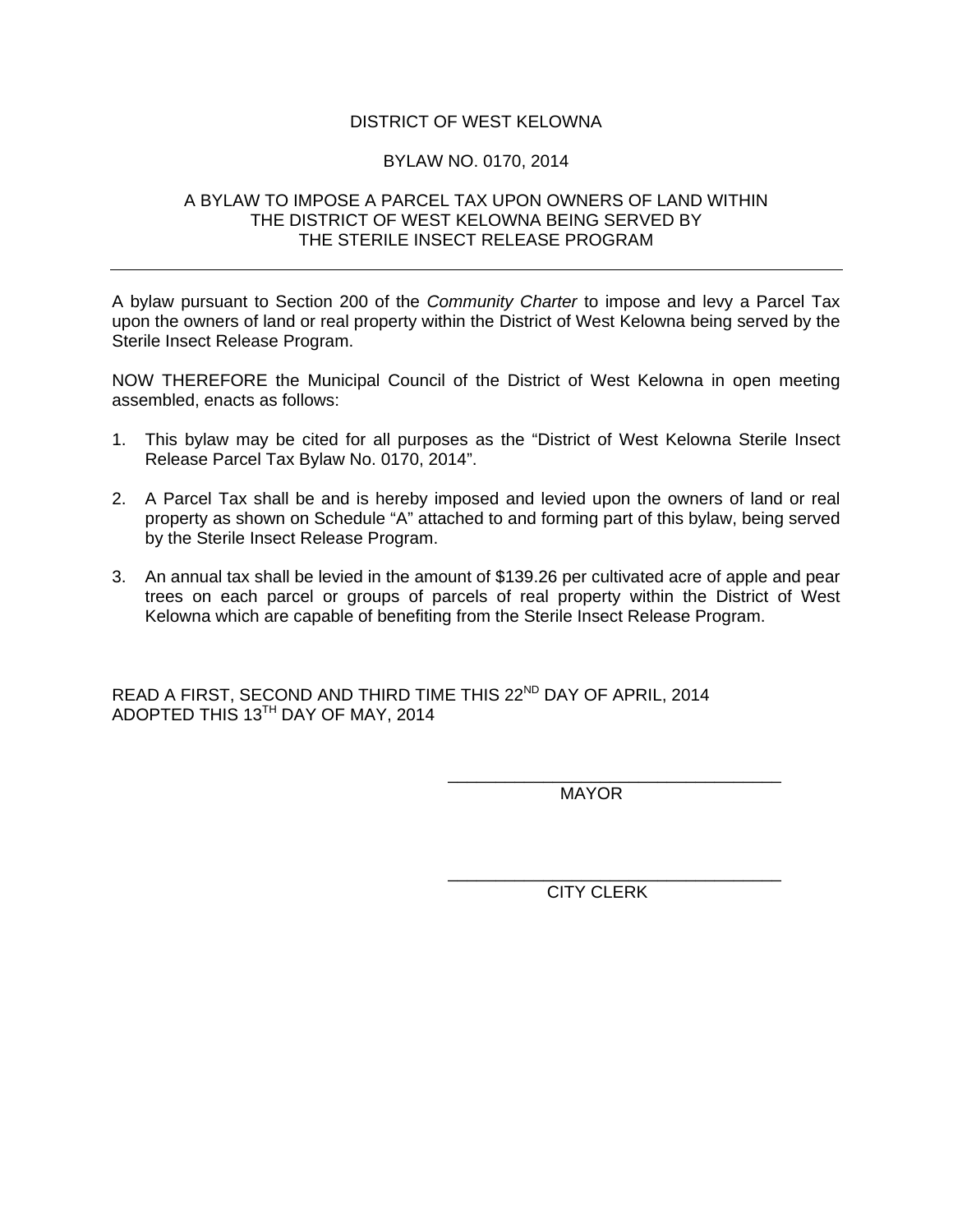# DISTRICT OF WEST KELOWNA

## BYLAW NO. 0170, 2014

## A BYLAW TO IMPOSE A PARCEL TAX UPON OWNERS OF LAND WITHIN THE DISTRICT OF WEST KELOWNA BEING SERVED BY THE STERILE INSECT RELEASE PROGRAM

---

A bylaw pursuant to Section 200 of the *Community Charter* to impose and levy a Parcel Tax upon the owners of land or real property within the District of West Kelowna being served by the Sterile Insect Release Program.

NOW THEREFORE the Municipal Council of the District of West Kelowna in open meeting assembled, enacts as follows:

1. This bylaw may be cited for all purposes as the "District of West Kelowna Sterile Insect Release Parcel Tax Bylaw No. 0170, 2014".

2. A Parcel Tax shall be and is hereby imposed and levied upon the owners of land or real property as shown on Schedule "A" attached to and forming part of this bylaw, being served by the Sterile Insect Release Program.

3. An annual tax shall be levied in the amount of $139.26 per cultivated acre of apple and pear trees on each parcel or groups of parcels of real property within the District of West Kelowna which are capable of benefiting from the Sterile Insect Release Program.

READ A FIRST, SECOND AND THIRD TIME THIS 22ND DAY OF APRIL, 2014
ADOPTED THIS 13TH DAY OF MAY, 2014

\_\_\_\_\_\_\_\_\_\_\_\_\_\_\_\_\_\_\_\_\_\_\_\_\_\_\_\_\_\_\_\_\_\_
MAYOR

\_\_\_\_\_\_\_\_\_\_\_\_\_\_\_\_\_\_\_\_\_\_\_\_\_\_\_\_\_\_\_\_\_\_
CITY CLERK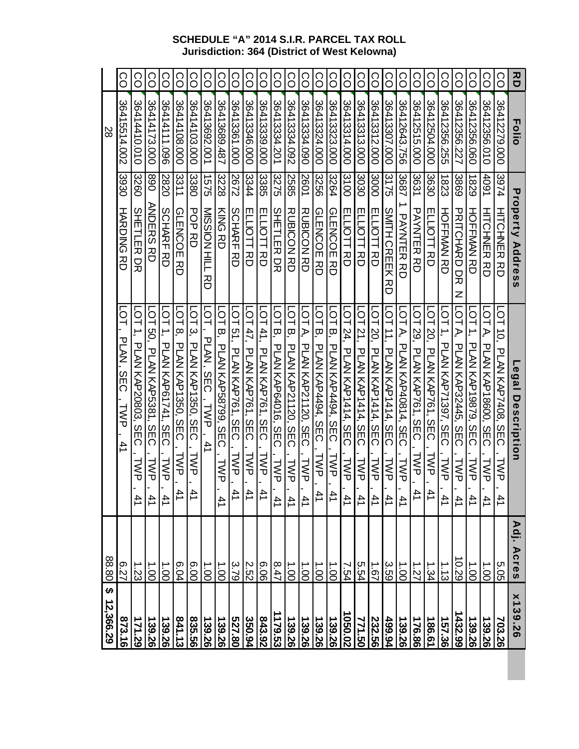# SCHEDULE "A" 2014 S.I.R. PARCEL TAX ROLL

**Jurisdiction: 364 (District of West Kelowna)**

| RD | Folio | Property Address | | Legal Description | Adj. Acres | x139.26 |
|---|---|---|---|---|---|---|
| CO | 36412279.000 | 3974 | HITCHNER RD | LOT 10, PLAN KAP7408, SEC , TWP , 41 | 5.05 | 703.26 |
| CO | 36412356.010 | 4091 | HITCHNER RD | LOT A, PLAN KAP18600, SEC , TWP , 41 | 1.00 | 139.26 |
| CO | 36412356.060 | 1829 | HOFFMAN RD | LOT 1, PLAN KAP19879, SEC , TWP , 41 | 1.00 | 139.26 |
| CO | 36412356.227 | 3869 | PRITCHARD DR N | LOT A, PLAN KAP32445, SEC , TWP , 41 | 10.29 | 1432.99 |
| CO | 36412356.255 | 1823 | HOFFMAN RD | LOT 1, PLAN KAP71397, SEC , TWP , 41 | 1.13 | 157.36 |
| CO | 36412504.000 | 3630 | ELLIOTT RD | LOT 20, PLAN KAP761, SEC , TWP , 41 | 1.34 | 186.61 |
| CO | 36412515.000 | 3631 | PAYNTER RD | LOT 29, PLAN KAP761, SEC , TWP , 41 | 1.27 | 176.86 |
| CO | 36412643.756 | 3687 | 1 PAYNTER RD | LOT A, PLAN KAP40814, SEC , TWP , 41 | 1.00 | 139.26 |
| CO | 36413307.000 | 3175 | SMITH CREEK RD | LOT 11, PLAN KAP1414, SEC , TWP , 41 | 3.59 | 499.94 |
| CO | 36413312.000 | 3000 | ELLIOTT RD | LOT 20, PLAN KAP1414, SEC , TWP , 41 | 1.67 | 232.56 |
| CO | 36413313.000 | 3030 | ELLIOTT RD | LOT 21, PLAN KAP1414, SEC , TWP , 41 | 5.54 | 771.50 |
| CO | 36413314.000 | 3100 | ELLIOTT RD | LOT 24, PLAN KAP1414, SEC , TWP , 41 | 7.54 | 1050.02 |
| CO | 36413323.000 | 3264 | GLENCOE RD | LOT B, PLAN KAP4494, SEC , TWP , 41 | 1.00 | 139.26 |
| CO | 36413324.000 | 3256 | GLENCOE RD | LOT B, PLAN KAP4494, SEC , TWP , 41 | 1.00 | 139.26 |
| CO | 36413334.090 | 2601 | RUBICON RD | LOT A, PLAN KAP21120, SEC , TWP , 41 | 1.00 | 139.26 |
| CO | 36413334.092 | 2585 | RUBICON RD | LOT B, PLAN KAP21120, SEC , TWP , 41 | 1.00 | 139.26 |
| CO | 36413334.201 | 3275 | SHETLER DR | LOT B, PLAN KAP64016, SEC , TWP , 41 | 8.47 | 1179.53 |
| CO | 36413339.000 | 3385 | ELLIOTT RD | LOT 41, PLAN KAP761, SEC , TWP , 41 | 6.06 | 843.92 |
| CO | 36413346.000 | 3344 | ELLIOTT RD | LOT 47, PLAN KAP761, SEC , TWP , 41 | 2.52 | 350.94 |
| CO | 36413361.000 | 2672 | SCHARF RD | LOT 51, PLAN KAP761, SEC , TWP , 41 | 3.79 | 527.80 |
| CO | 36413689.487 | 3228 | KING RD | LOT B, PLAN KAP58799, SEC , TWP , 41 | 1.00 | 139.26 |
| CO | 36413692.001 | 1575 | MISSION HILL RD | LOT , PLAN, SEC , TWP , 41 | 1.00 | 139.26 |
| CO | 36414103.000 | 3380 | POP RD | LOT 3, PLAN KAP1350, SEC , TWP , 41 | 6.00 | 835.56 |
| CO | 36414108.000 | 3311 | GLENCOE RD | LOT 8, PLAN KAP1350, SEC , TWP , 41 | 6.04 | 841.13 |
| CO | 36414111.096 | 2820 | SCHARF RD | LOT 1, PLAN KAP61741, SEC , TWP , 41 | 1.00 | 139.26 |
| CO | 36414173.000 | 890 | ANDERS RD | LOT 50, PLAN KAP5381, SEC , TWP , 41 | 1.00 | 139.26 |
| CO | 36414410.010 | 3260 | SHETLER DR | LOT 1, PLAN KAP20803, SEC , TWP , 41 | 1.23 | 171.29 |
| CO | 36415514.002 | 3930 | HARDING RD | LOT , PLAN, SEC , TWP , 41 | 6.27 | 873.16 |
| | 28 | | | | 88.80 | $ 12,366.29 |